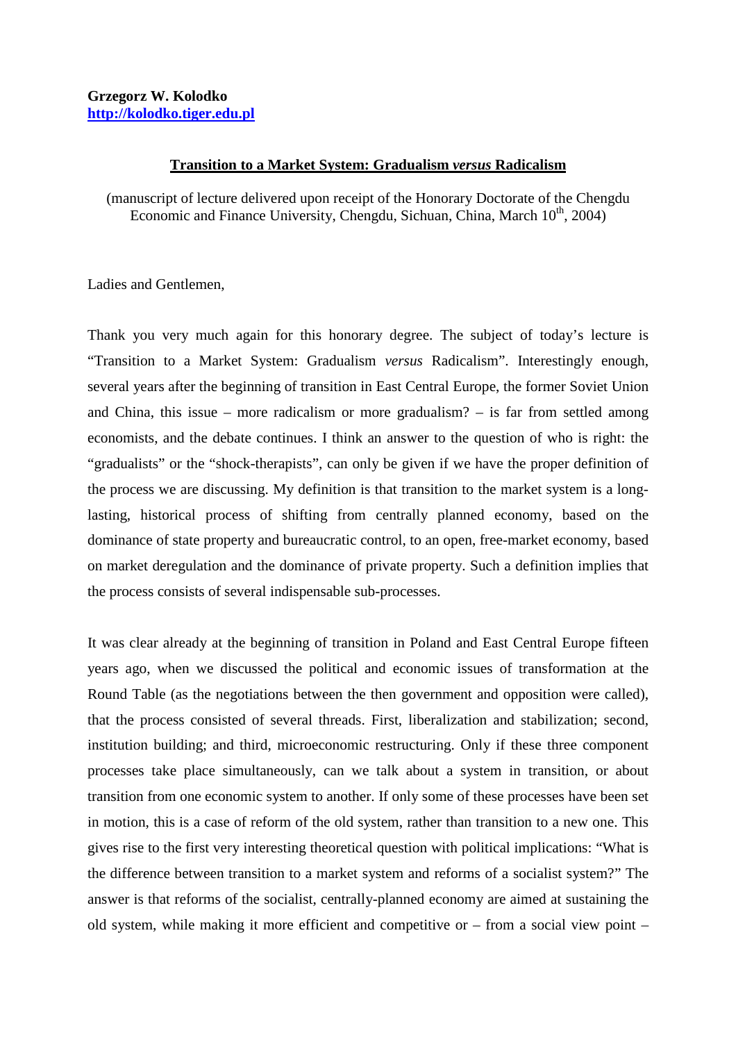**Grzegorz W. Kolodko**
**[http://kolodko.tiger.edu.pl](http://kolodko.tiger.edu.pl)**

## Transition to a Market System: Gradualism *versus* Radicalism

(manuscript of lecture delivered upon receipt of the Honorary Doctorate of the Chengdu Economic and Finance University, Chengdu, Sichuan, China, March 10th, 2004)

Ladies and Gentlemen,

Thank you very much again for this honorary degree. The subject of today's lecture is "Transition to a Market System: Gradualism *versus* Radicalism". Interestingly enough, several years after the beginning of transition in East Central Europe, the former Soviet Union and China, this issue – more radicalism or more gradualism? – is far from settled among economists, and the debate continues. I think an answer to the question of who is right: the "gradualists" or the "shock-therapists", can only be given if we have the proper definition of the process we are discussing. My definition is that transition to the market system is a long-lasting, historical process of shifting from centrally planned economy, based on the dominance of state property and bureaucratic control, to an open, free-market economy, based on market deregulation and the dominance of private property. Such a definition implies that the process consists of several indispensable sub-processes.

It was clear already at the beginning of transition in Poland and East Central Europe fifteen years ago, when we discussed the political and economic issues of transformation at the Round Table (as the negotiations between the then government and opposition were called), that the process consisted of several threads. First, liberalization and stabilization; second, institution building; and third, microeconomic restructuring. Only if these three component processes take place simultaneously, can we talk about a system in transition, or about transition from one economic system to another. If only some of these processes have been set in motion, this is a case of reform of the old system, rather than transition to a new one. This gives rise to the first very interesting theoretical question with political implications: "What is the difference between transition to a market system and reforms of a socialist system?" The answer is that reforms of the socialist, centrally-planned economy are aimed at sustaining the old system, while making it more efficient and competitive or – from a social view point –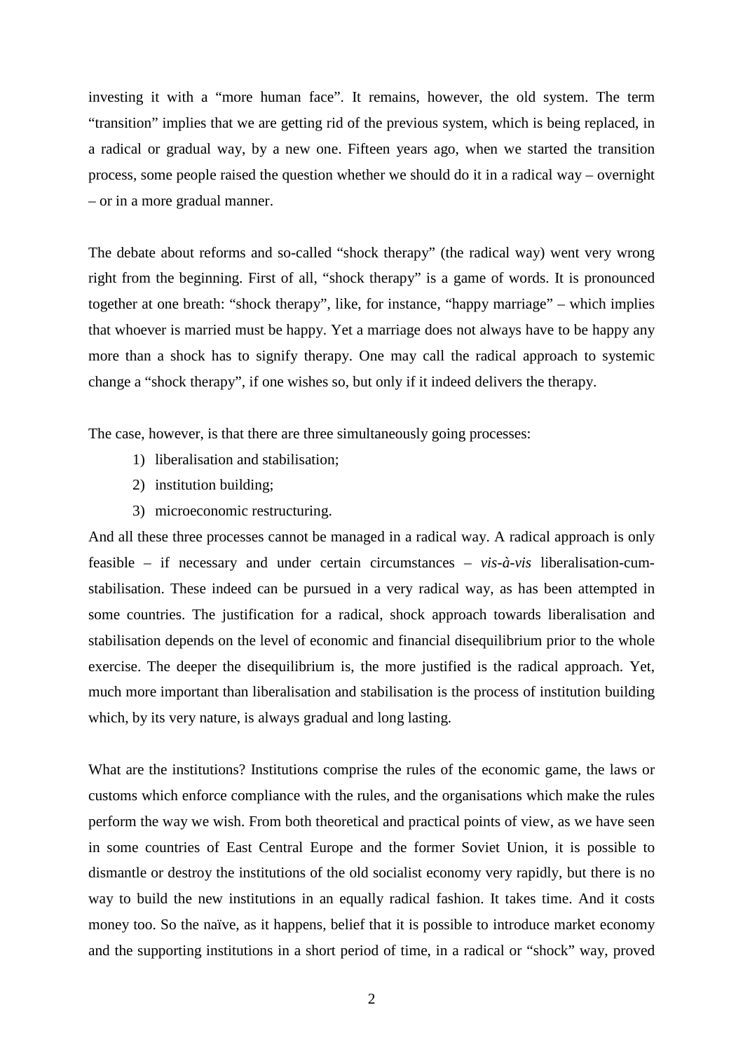investing it with a "more human face". It remains, however, the old system. The term "transition" implies that we are getting rid of the previous system, which is being replaced, in a radical or gradual way, by a new one. Fifteen years ago, when we started the transition process, some people raised the question whether we should do it in a radical way – overnight – or in a more gradual manner.

The debate about reforms and so-called "shock therapy" (the radical way) went very wrong right from the beginning. First of all, "shock therapy" is a game of words. It is pronounced together at one breath: "shock therapy", like, for instance, "happy marriage" – which implies that whoever is married must be happy. Yet a marriage does not always have to be happy any more than a shock has to signify therapy. One may call the radical approach to systemic change a "shock therapy", if one wishes so, but only if it indeed delivers the therapy.

The case, however, is that there are three simultaneously going processes:

1) liberalisation and stabilisation;
2) institution building;
3) microeconomic restructuring.

And all these three processes cannot be managed in a radical way. A radical approach is only feasible – if necessary and under certain circumstances – *vis-à-vis* liberalisation-cum-stabilisation. These indeed can be pursued in a very radical way, as has been attempted in some countries. The justification for a radical, shock approach towards liberalisation and stabilisation depends on the level of economic and financial disequilibrium prior to the whole exercise. The deeper the disequilibrium is, the more justified is the radical approach. Yet, much more important than liberalisation and stabilisation is the process of institution building which, by its very nature, is always gradual and long lasting.

What are the institutions? Institutions comprise the rules of the economic game, the laws or customs which enforce compliance with the rules, and the organisations which make the rules perform the way we wish. From both theoretical and practical points of view, as we have seen in some countries of East Central Europe and the former Soviet Union, it is possible to dismantle or destroy the institutions of the old socialist economy very rapidly, but there is no way to build the new institutions in an equally radical fashion. It takes time. And it costs money too. So the naïve, as it happens, belief that it is possible to introduce market economy and the supporting institutions in a short period of time, in a radical or "shock" way, proved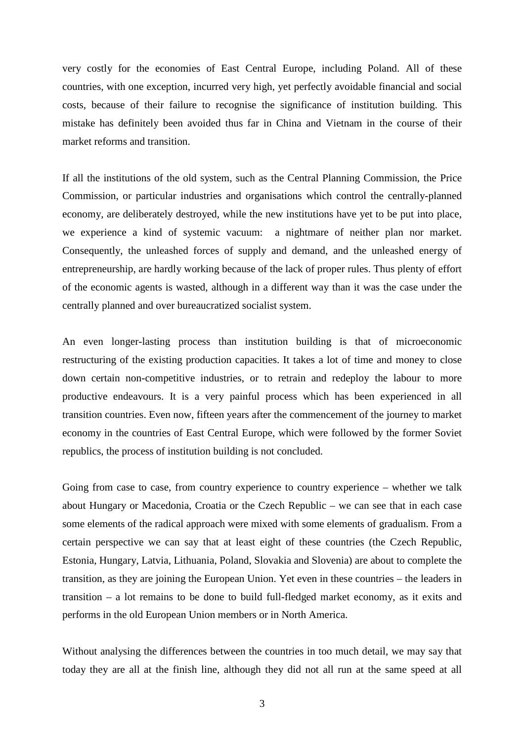very costly for the economies of East Central Europe, including Poland. All of these countries, with one exception, incurred very high, yet perfectly avoidable financial and social costs, because of their failure to recognise the significance of institution building. This mistake has definitely been avoided thus far in China and Vietnam in the course of their market reforms and transition.

If all the institutions of the old system, such as the Central Planning Commission, the Price Commission, or particular industries and organisations which control the centrally-planned economy, are deliberately destroyed, while the new institutions have yet to be put into place, we experience a kind of systemic vacuum: a nightmare of neither plan nor market. Consequently, the unleashed forces of supply and demand, and the unleashed energy of entrepreneurship, are hardly working because of the lack of proper rules. Thus plenty of effort of the economic agents is wasted, although in a different way than it was the case under the centrally planned and over bureaucratized socialist system.

An even longer-lasting process than institution building is that of microeconomic restructuring of the existing production capacities. It takes a lot of time and money to close down certain non-competitive industries, or to retrain and redeploy the labour to more productive endeavours. It is a very painful process which has been experienced in all transition countries. Even now, fifteen years after the commencement of the journey to market economy in the countries of East Central Europe, which were followed by the former Soviet republics, the process of institution building is not concluded.

Going from case to case, from country experience to country experience – whether we talk about Hungary or Macedonia, Croatia or the Czech Republic – we can see that in each case some elements of the radical approach were mixed with some elements of gradualism. From a certain perspective we can say that at least eight of these countries (the Czech Republic, Estonia, Hungary, Latvia, Lithuania, Poland, Slovakia and Slovenia) are about to complete the transition, as they are joining the European Union. Yet even in these countries – the leaders in transition – a lot remains to be done to build full-fledged market economy, as it exits and performs in the old European Union members or in North America.

Without analysing the differences between the countries in too much detail, we may say that today they are all at the finish line, although they did not all run at the same speed at all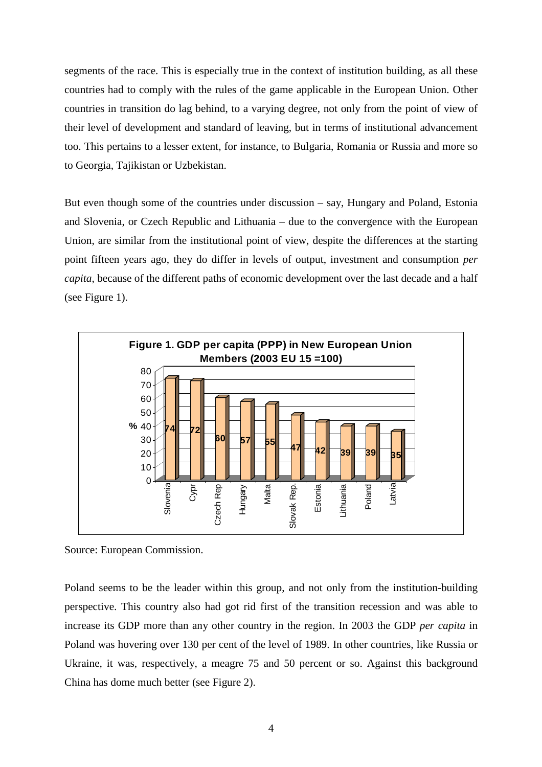segments of the race. This is especially true in the context of institution building, as all these countries had to comply with the rules of the game applicable in the European Union. Other countries in transition do lag behind, to a varying degree, not only from the point of view of their level of development and standard of leaving, but in terms of institutional advancement too. This pertains to a lesser extent, for instance, to Bulgaria, Romania or Russia and more so to Georgia, Tajikistan or Uzbekistan.

But even though some of the countries under discussion – say, Hungary and Poland, Estonia and Slovenia, or Czech Republic and Lithuania – due to the convergence with the European Union, are similar from the institutional point of view, despite the differences at the starting point fifteen years ago, they do differ in levels of output, investment and consumption *per capita*, because of the different paths of economic development over the last decade and a half (see Figure 1).

**Figure 1. GDP per capita (PPP) in New European Union Members (2003 EU 15 =100)**

| Country | % |
|---|---|
| Slovenia | 74 |
| Cypr | 72 |
| Czech Rep | 60 |
| Hungary | 57 |
| Malta | 55 |
| Slovak Rep. | 47 |
| Estonia | 42 |
| Lithuania | 39 |
| Poland | 39 |
| Latvia | 35 |

Source: European Commission.

Poland seems to be the leader within this group, and not only from the institution-building perspective. This country also had got rid first of the transition recession and was able to increase its GDP more than any other country in the region. In 2003 the GDP *per capita* in Poland was hovering over 130 per cent of the level of 1989. In other countries, like Russia or Ukraine, it was, respectively, a meagre 75 and 50 percent or so. Against this background China has dome much better (see Figure 2).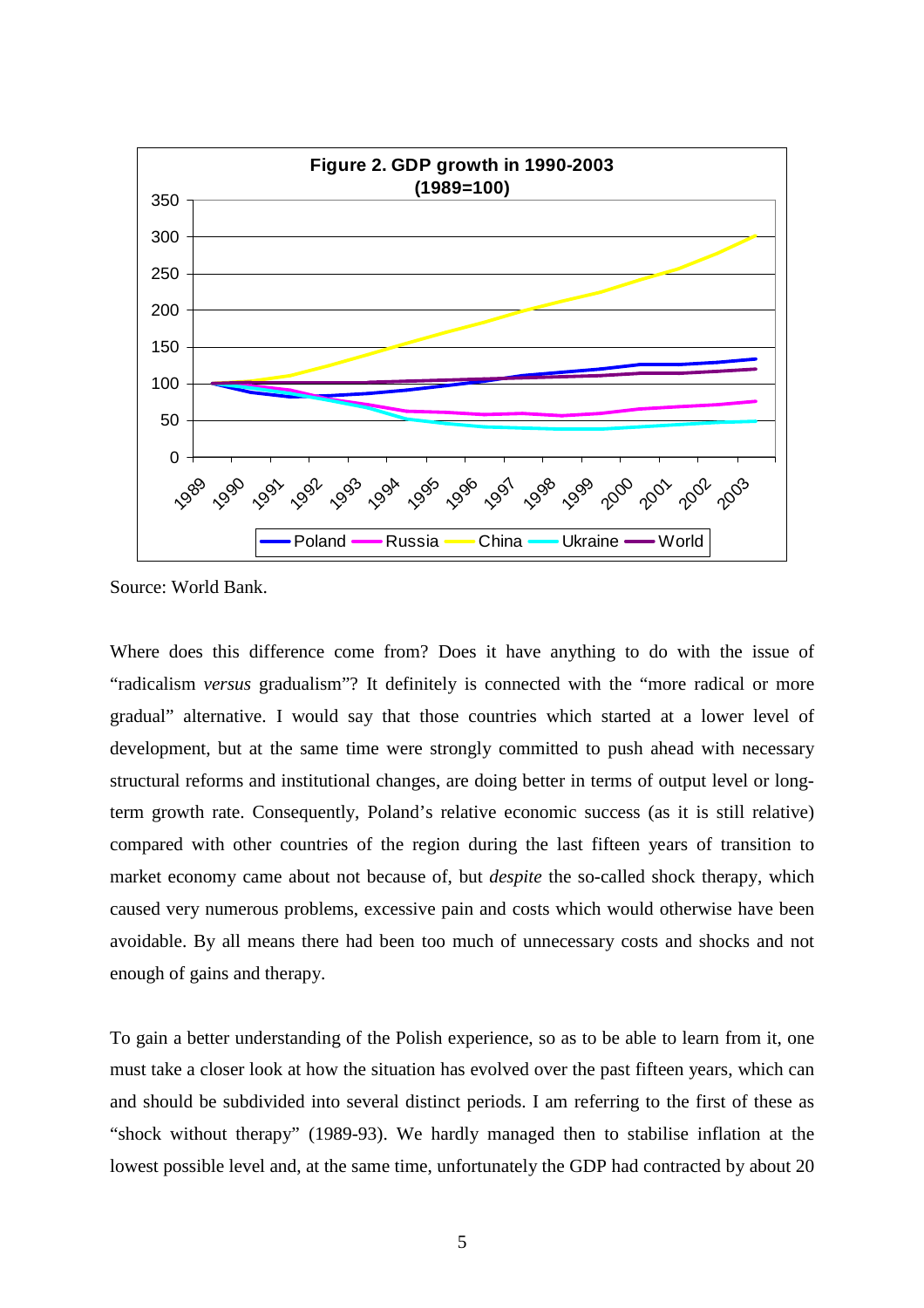**Figure 2. GDP growth in 1990-2003 (1989=100)**

Source: World Bank.

Where does this difference come from? Does it have anything to do with the issue of "radicalism *versus* gradualism"? It definitely is connected with the "more radical or more gradual" alternative. I would say that those countries which started at a lower level of development, but at the same time were strongly committed to push ahead with necessary structural reforms and institutional changes, are doing better in terms of output level or long-term growth rate. Consequently, Poland's relative economic success (as it is still relative) compared with other countries of the region during the last fifteen years of transition to market economy came about not because of, but *despite* the so-called shock therapy, which caused very numerous problems, excessive pain and costs which would otherwise have been avoidable. By all means there had been too much of unnecessary costs and shocks and not enough of gains and therapy.

To gain a better understanding of the Polish experience, so as to be able to learn from it, one must take a closer look at how the situation has evolved over the past fifteen years, which can and should be subdivided into several distinct periods. I am referring to the first of these as "shock without therapy" (1989-93). We hardly managed then to stabilise inflation at the lowest possible level and, at the same time, unfortunately the GDP had contracted by about 20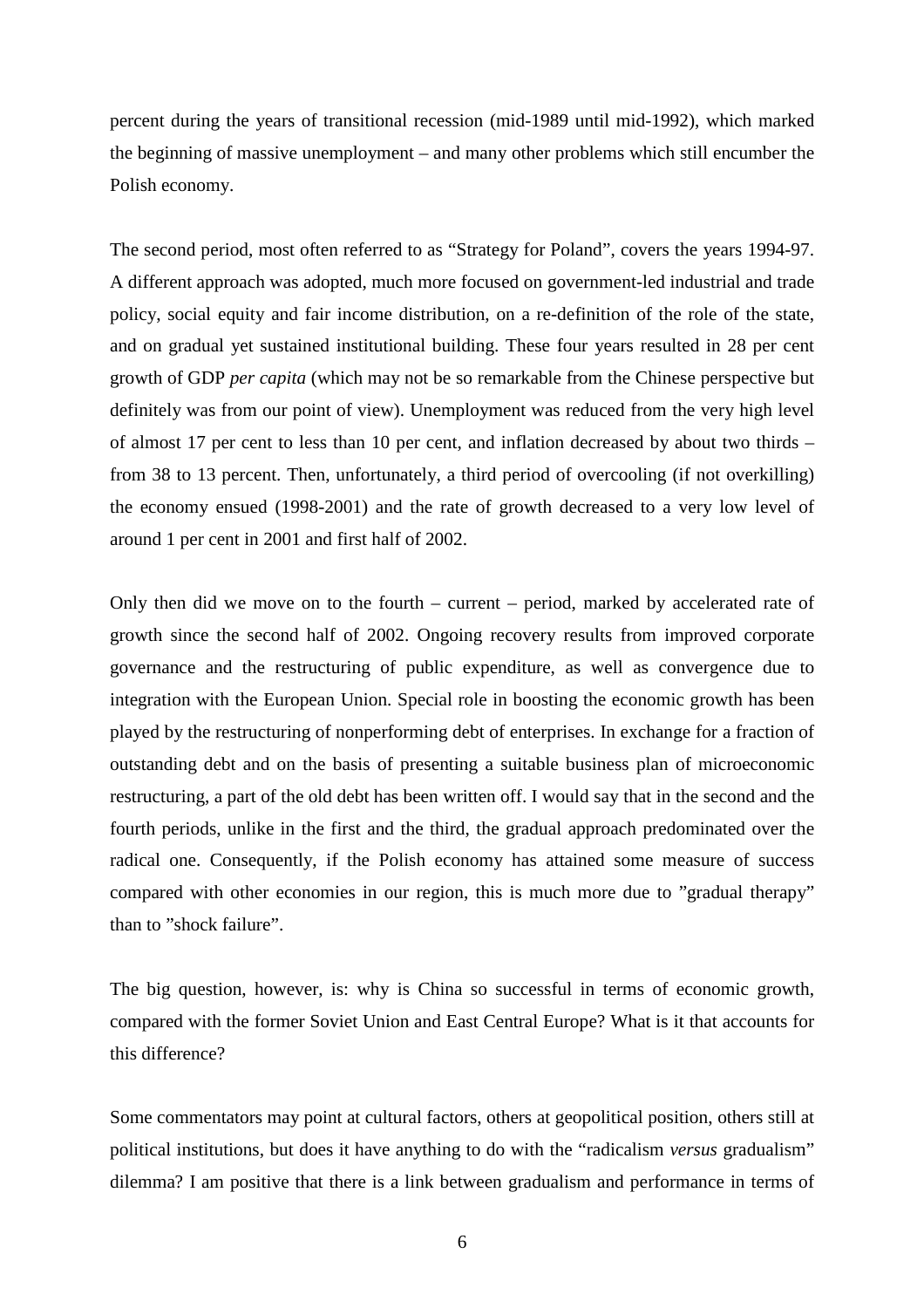percent during the years of transitional recession (mid-1989 until mid-1992), which marked the beginning of massive unemployment – and many other problems which still encumber the Polish economy.

The second period, most often referred to as "Strategy for Poland", covers the years 1994-97. A different approach was adopted, much more focused on government-led industrial and trade policy, social equity and fair income distribution, on a re-definition of the role of the state, and on gradual yet sustained institutional building. These four years resulted in 28 per cent growth of GDP *per capita* (which may not be so remarkable from the Chinese perspective but definitely was from our point of view). Unemployment was reduced from the very high level of almost 17 per cent to less than 10 per cent, and inflation decreased by about two thirds – from 38 to 13 percent. Then, unfortunately, a third period of overcooling (if not overkilling) the economy ensued (1998-2001) and the rate of growth decreased to a very low level of around 1 per cent in 2001 and first half of 2002.

Only then did we move on to the fourth – current – period, marked by accelerated rate of growth since the second half of 2002. Ongoing recovery results from improved corporate governance and the restructuring of public expenditure, as well as convergence due to integration with the European Union. Special role in boosting the economic growth has been played by the restructuring of nonperforming debt of enterprises. In exchange for a fraction of outstanding debt and on the basis of presenting a suitable business plan of microeconomic restructuring, a part of the old debt has been written off. I would say that in the second and the fourth periods, unlike in the first and the third, the gradual approach predominated over the radical one. Consequently, if the Polish economy has attained some measure of success compared with other economies in our region, this is much more due to "gradual therapy" than to "shock failure".

The big question, however, is: why is China so successful in terms of economic growth, compared with the former Soviet Union and East Central Europe? What is it that accounts for this difference?

Some commentators may point at cultural factors, others at geopolitical position, others still at political institutions, but does it have anything to do with the "radicalism *versus* gradualism" dilemma? I am positive that there is a link between gradualism and performance in terms of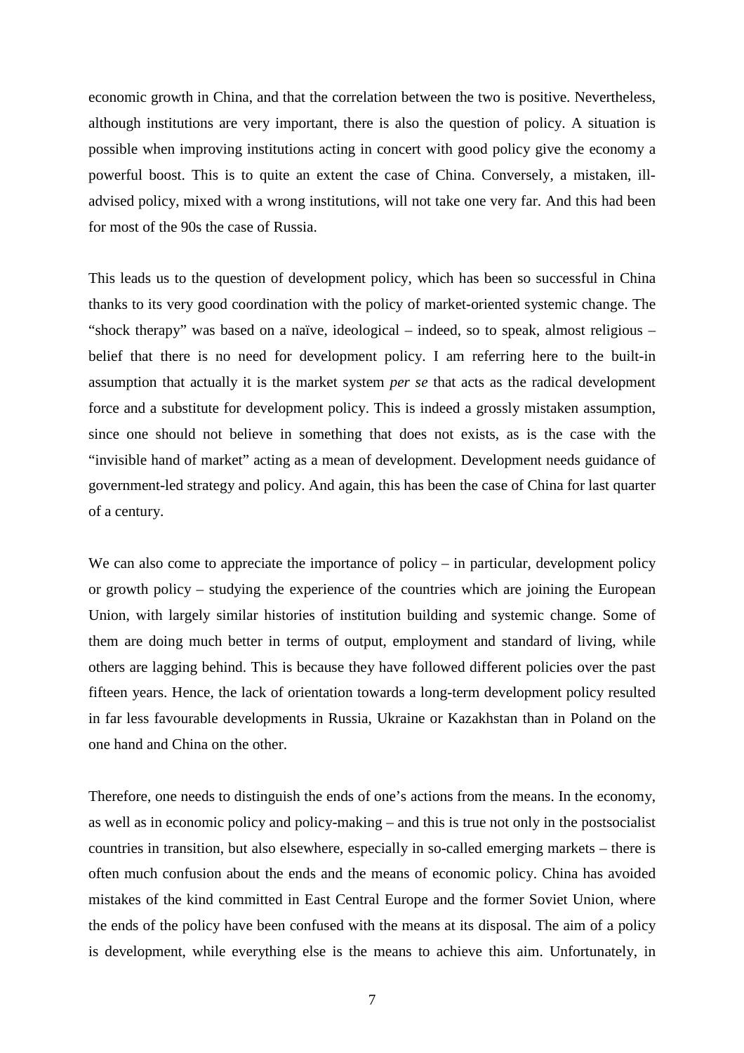economic growth in China, and that the correlation between the two is positive. Nevertheless, although institutions are very important, there is also the question of policy. A situation is possible when improving institutions acting in concert with good policy give the economy a powerful boost. This is to quite an extent the case of China. Conversely, a mistaken, ill-advised policy, mixed with a wrong institutions, will not take one very far. And this had been for most of the 90s the case of Russia.

This leads us to the question of development policy, which has been so successful in China thanks to its very good coordination with the policy of market-oriented systemic change. The "shock therapy" was based on a naïve, ideological – indeed, so to speak, almost religious – belief that there is no need for development policy. I am referring here to the built-in assumption that actually it is the market system *per se* that acts as the radical development force and a substitute for development policy. This is indeed a grossly mistaken assumption, since one should not believe in something that does not exists, as is the case with the "invisible hand of market" acting as a mean of development. Development needs guidance of government-led strategy and policy. And again, this has been the case of China for last quarter of a century.

We can also come to appreciate the importance of policy – in particular, development policy or growth policy – studying the experience of the countries which are joining the European Union, with largely similar histories of institution building and systemic change. Some of them are doing much better in terms of output, employment and standard of living, while others are lagging behind. This is because they have followed different policies over the past fifteen years. Hence, the lack of orientation towards a long-term development policy resulted in far less favourable developments in Russia, Ukraine or Kazakhstan than in Poland on the one hand and China on the other.

Therefore, one needs to distinguish the ends of one's actions from the means. In the economy, as well as in economic policy and policy-making – and this is true not only in the postsocialist countries in transition, but also elsewhere, especially in so-called emerging markets – there is often much confusion about the ends and the means of economic policy. China has avoided mistakes of the kind committed in East Central Europe and the former Soviet Union, where the ends of the policy have been confused with the means at its disposal. The aim of a policy is development, while everything else is the means to achieve this aim. Unfortunately, in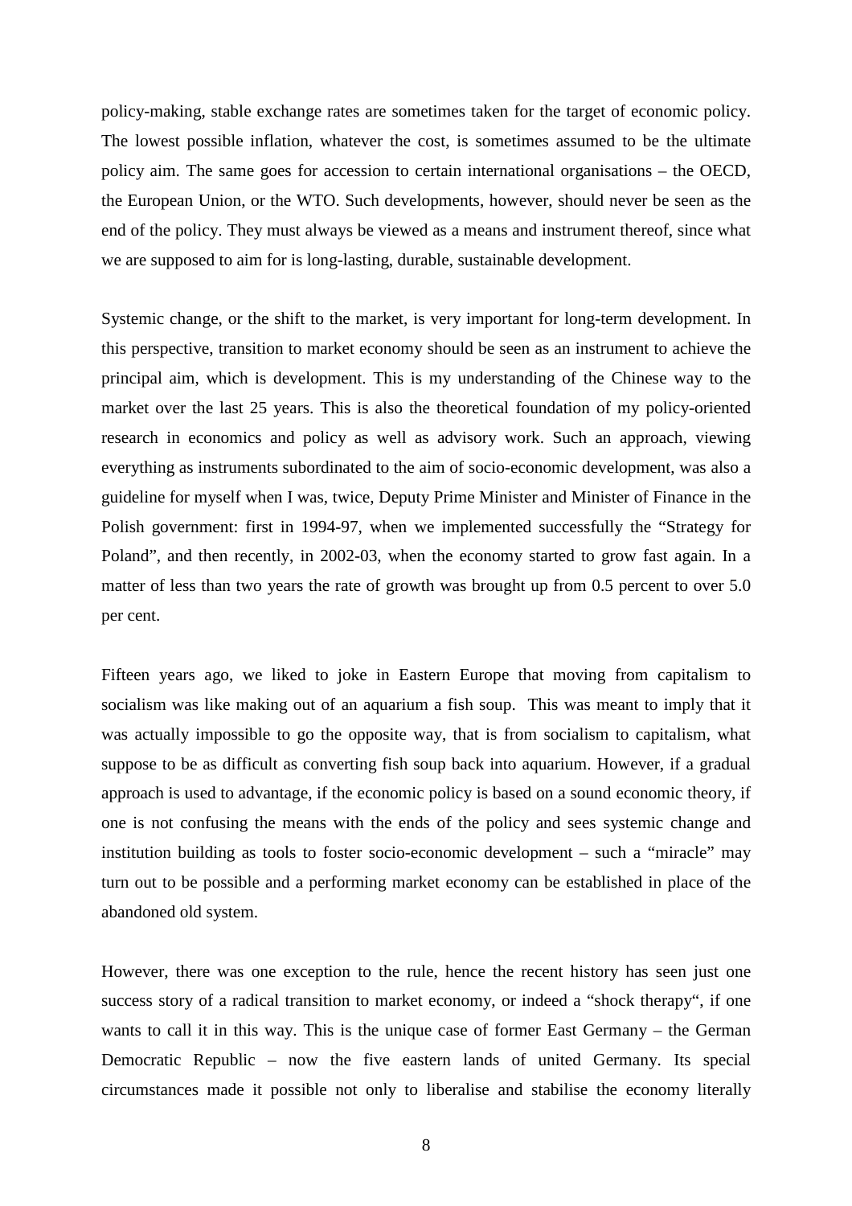policy-making, stable exchange rates are sometimes taken for the target of economic policy. The lowest possible inflation, whatever the cost, is sometimes assumed to be the ultimate policy aim. The same goes for accession to certain international organisations – the OECD, the European Union, or the WTO. Such developments, however, should never be seen as the end of the policy. They must always be viewed as a means and instrument thereof, since what we are supposed to aim for is long-lasting, durable, sustainable development.

Systemic change, or the shift to the market, is very important for long-term development. In this perspective, transition to market economy should be seen as an instrument to achieve the principal aim, which is development. This is my understanding of the Chinese way to the market over the last 25 years. This is also the theoretical foundation of my policy-oriented research in economics and policy as well as advisory work. Such an approach, viewing everything as instruments subordinated to the aim of socio-economic development, was also a guideline for myself when I was, twice, Deputy Prime Minister and Minister of Finance in the Polish government: first in 1994-97, when we implemented successfully the "Strategy for Poland", and then recently, in 2002-03, when the economy started to grow fast again. In a matter of less than two years the rate of growth was brought up from 0.5 percent to over 5.0 per cent.

Fifteen years ago, we liked to joke in Eastern Europe that moving from capitalism to socialism was like making out of an aquarium a fish soup. This was meant to imply that it was actually impossible to go the opposite way, that is from socialism to capitalism, what suppose to be as difficult as converting fish soup back into aquarium. However, if a gradual approach is used to advantage, if the economic policy is based on a sound economic theory, if one is not confusing the means with the ends of the policy and sees systemic change and institution building as tools to foster socio-economic development – such a "miracle" may turn out to be possible and a performing market economy can be established in place of the abandoned old system.

However, there was one exception to the rule, hence the recent history has seen just one success story of a radical transition to market economy, or indeed a "shock therapy", if one wants to call it in this way. This is the unique case of former East Germany – the German Democratic Republic – now the five eastern lands of united Germany. Its special circumstances made it possible not only to liberalise and stabilise the economy literally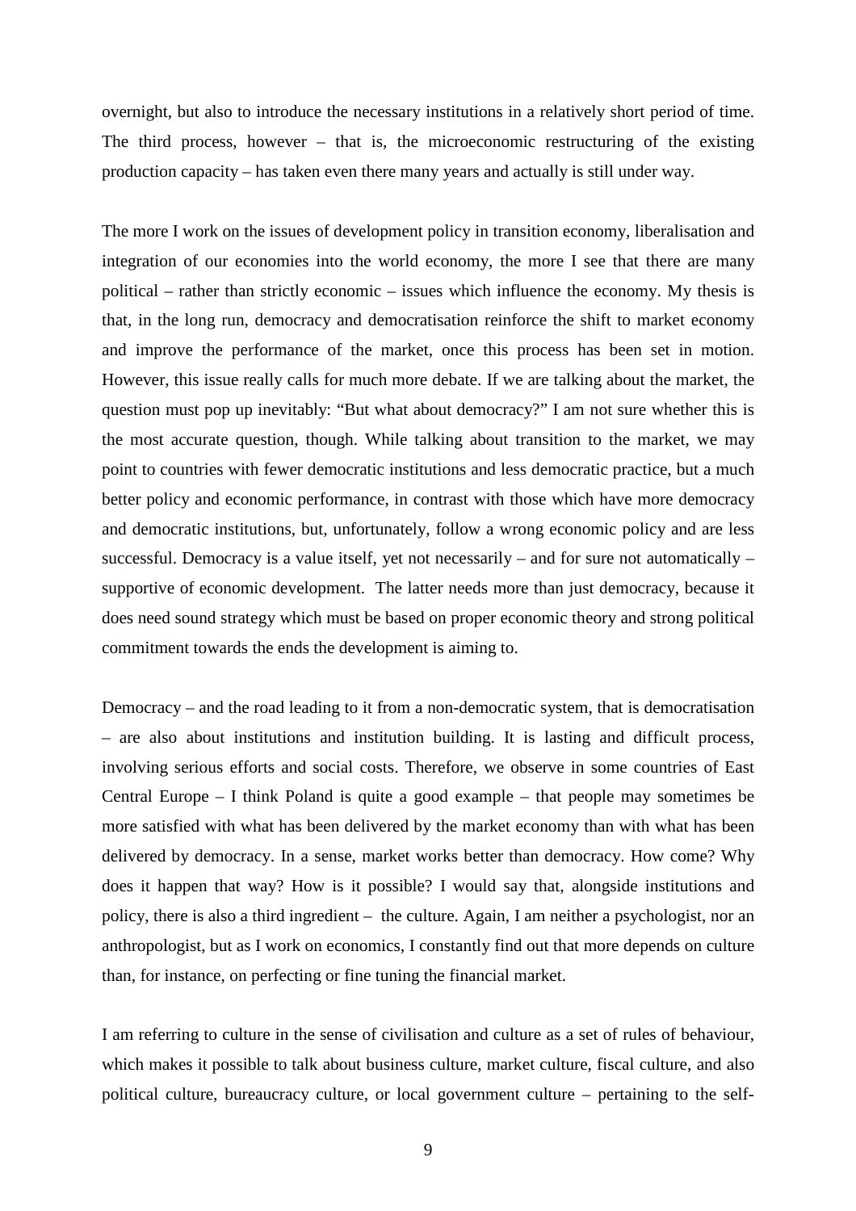overnight, but also to introduce the necessary institutions in a relatively short period of time. The third process, however – that is, the microeconomic restructuring of the existing production capacity – has taken even there many years and actually is still under way.

The more I work on the issues of development policy in transition economy, liberalisation and integration of our economies into the world economy, the more I see that there are many political – rather than strictly economic – issues which influence the economy. My thesis is that, in the long run, democracy and democratisation reinforce the shift to market economy and improve the performance of the market, once this process has been set in motion. However, this issue really calls for much more debate. If we are talking about the market, the question must pop up inevitably: "But what about democracy?" I am not sure whether this is the most accurate question, though. While talking about transition to the market, we may point to countries with fewer democratic institutions and less democratic practice, but a much better policy and economic performance, in contrast with those which have more democracy and democratic institutions, but, unfortunately, follow a wrong economic policy and are less successful. Democracy is a value itself, yet not necessarily – and for sure not automatically – supportive of economic development. The latter needs more than just democracy, because it does need sound strategy which must be based on proper economic theory and strong political commitment towards the ends the development is aiming to.

Democracy – and the road leading to it from a non-democratic system, that is democratisation – are also about institutions and institution building. It is lasting and difficult process, involving serious efforts and social costs. Therefore, we observe in some countries of East Central Europe – I think Poland is quite a good example – that people may sometimes be more satisfied with what has been delivered by the market economy than with what has been delivered by democracy. In a sense, market works better than democracy. How come? Why does it happen that way? How is it possible? I would say that, alongside institutions and policy, there is also a third ingredient – the culture. Again, I am neither a psychologist, nor an anthropologist, but as I work on economics, I constantly find out that more depends on culture than, for instance, on perfecting or fine tuning the financial market.

I am referring to culture in the sense of civilisation and culture as a set of rules of behaviour, which makes it possible to talk about business culture, market culture, fiscal culture, and also political culture, bureaucracy culture, or local government culture – pertaining to the self-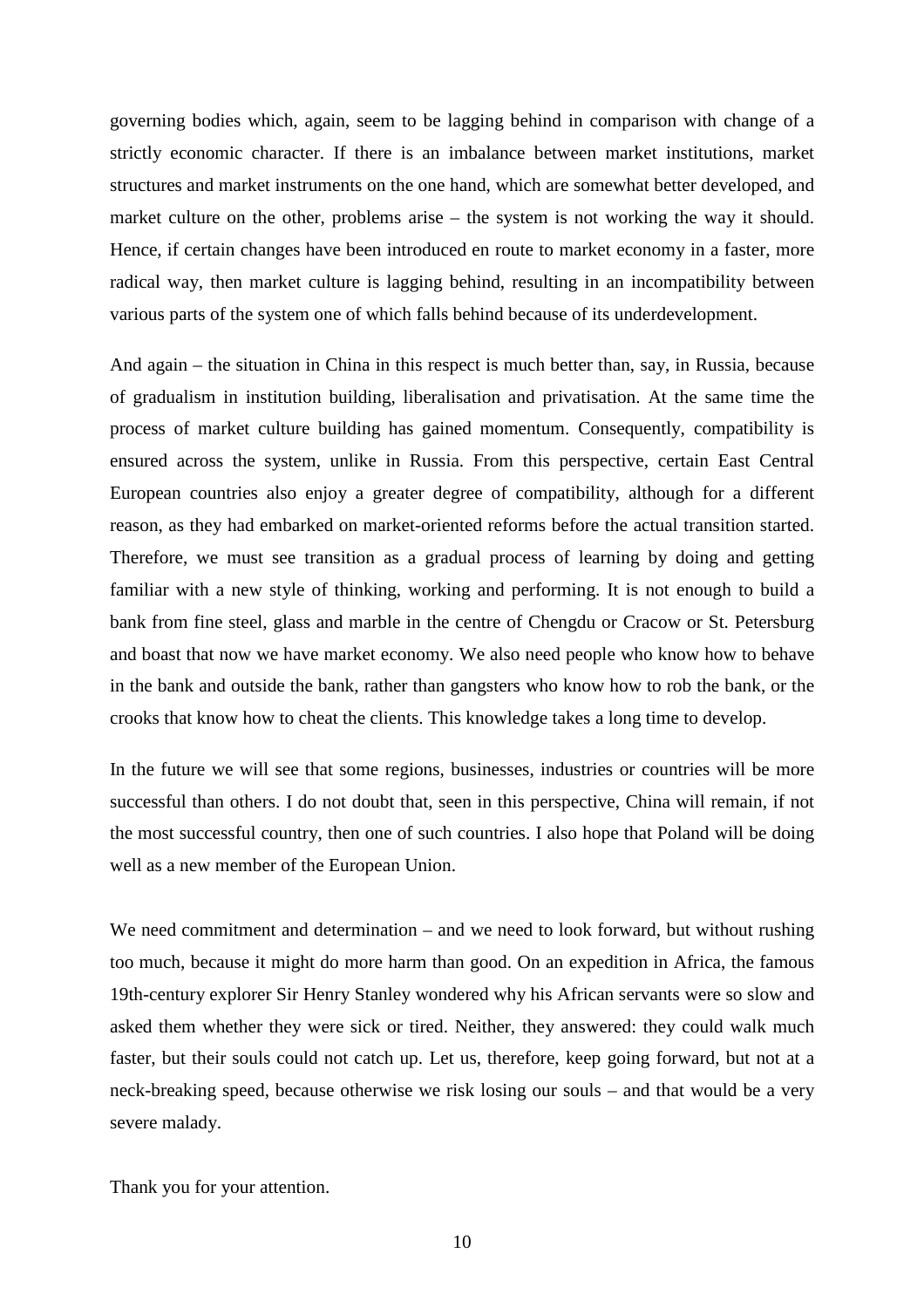governing bodies which, again, seem to be lagging behind in comparison with change of a strictly economic character. If there is an imbalance between market institutions, market structures and market instruments on the one hand, which are somewhat better developed, and market culture on the other, problems arise – the system is not working the way it should. Hence, if certain changes have been introduced en route to market economy in a faster, more radical way, then market culture is lagging behind, resulting in an incompatibility between various parts of the system one of which falls behind because of its underdevelopment.

And again – the situation in China in this respect is much better than, say, in Russia, because of gradualism in institution building, liberalisation and privatisation. At the same time the process of market culture building has gained momentum. Consequently, compatibility is ensured across the system, unlike in Russia. From this perspective, certain East Central European countries also enjoy a greater degree of compatibility, although for a different reason, as they had embarked on market-oriented reforms before the actual transition started. Therefore, we must see transition as a gradual process of learning by doing and getting familiar with a new style of thinking, working and performing. It is not enough to build a bank from fine steel, glass and marble in the centre of Chengdu or Cracow or St. Petersburg and boast that now we have market economy. We also need people who know how to behave in the bank and outside the bank, rather than gangsters who know how to rob the bank, or the crooks that know how to cheat the clients. This knowledge takes a long time to develop.

In the future we will see that some regions, businesses, industries or countries will be more successful than others. I do not doubt that, seen in this perspective, China will remain, if not the most successful country, then one of such countries. I also hope that Poland will be doing well as a new member of the European Union.

We need commitment and determination – and we need to look forward, but without rushing too much, because it might do more harm than good. On an expedition in Africa, the famous 19th-century explorer Sir Henry Stanley wondered why his African servants were so slow and asked them whether they were sick or tired. Neither, they answered: they could walk much faster, but their souls could not catch up. Let us, therefore, keep going forward, but not at a neck-breaking speed, because otherwise we risk losing our souls – and that would be a very severe malady.

Thank you for your attention.